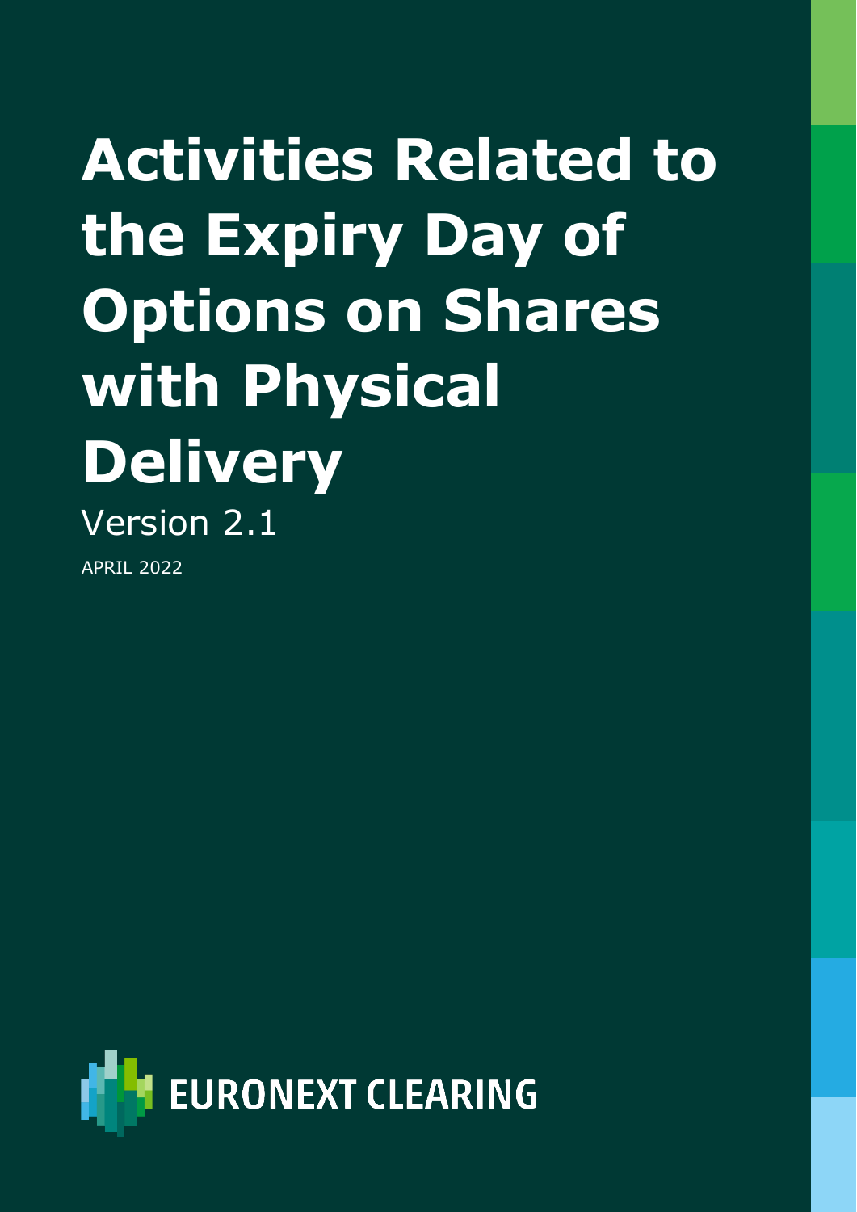# Activities Related to the Expiry Day of Options on Shares with Physical Delivery

Version 2.1

APRIL 2022

EURONEXT CLEARING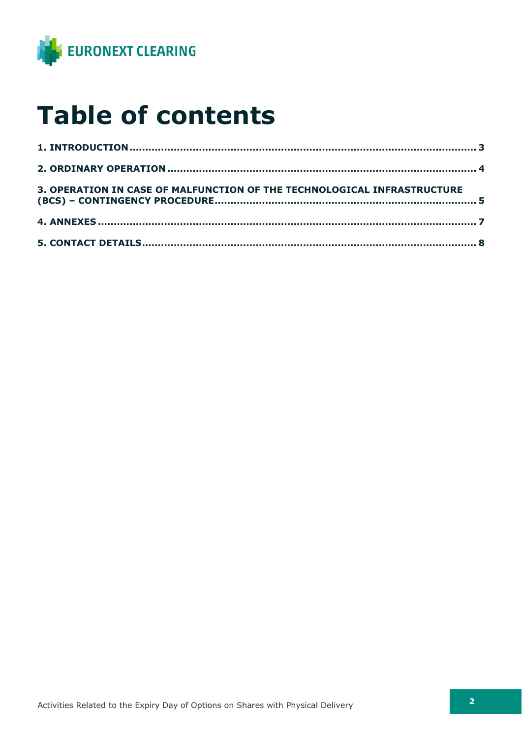# Table of contents

**1. INTRODUCTION ........................................................................................................ 3**

**2. ORDINARY OPERATION ............................................................................................. 4**

**3. OPERATION IN CASE OF MALFUNCTION OF THE TECHNOLOGICAL INFRASTRUCTURE (BCS) – CONTINGENCY PROCEDURE ............................................................................. 5**

**4. ANNEXES ................................................................................................................ 7**

**5. CONTACT DETAILS .................................................................................................. 8**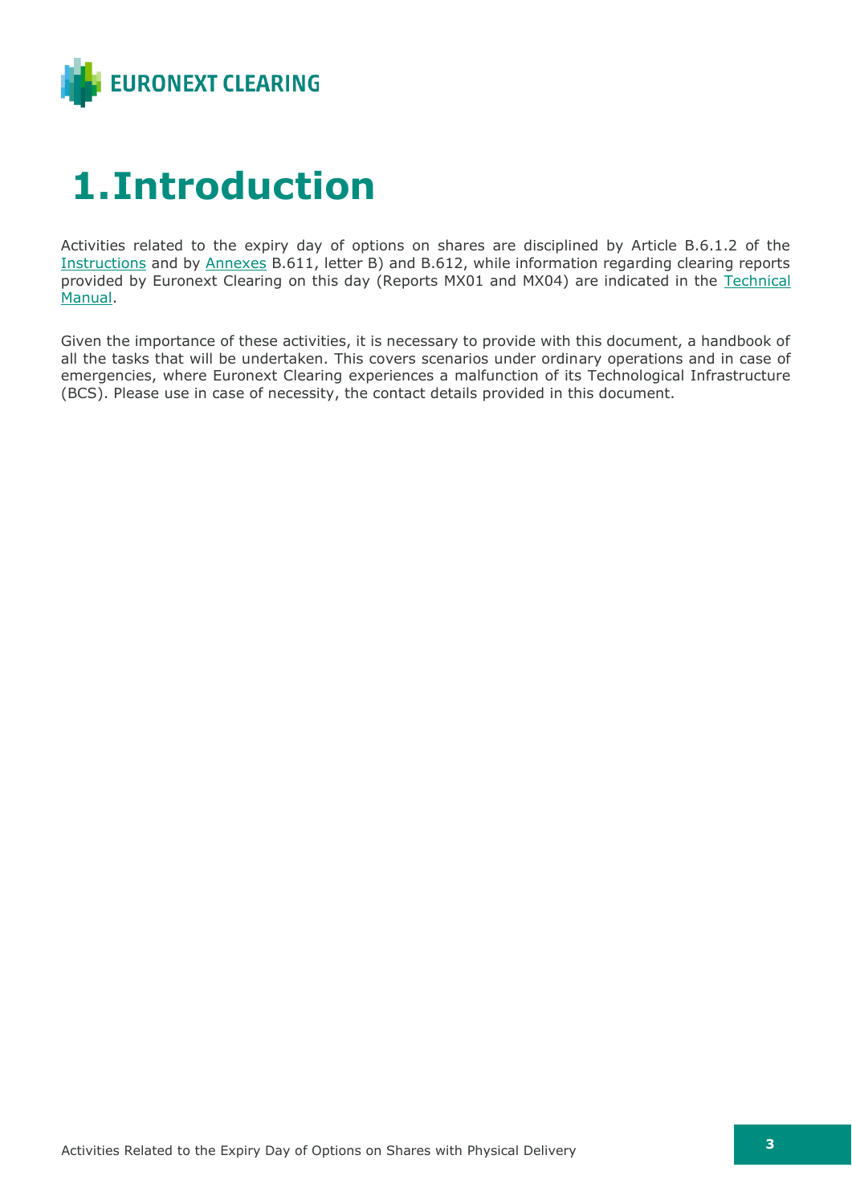# 1. Introduction

Activities related to the expiry day of options on shares are disciplined by Article B.6.1.2 of the Instructions and by Annexes B.611, letter B) and B.612, while information regarding clearing reports provided by Euronext Clearing on this day (Reports MX01 and MX04) are indicated in the Technical Manual.

Given the importance of these activities, it is necessary to provide with this document, a handbook of all the tasks that will be undertaken. This covers scenarios under ordinary operations and in case of emergencies, where Euronext Clearing experiences a malfunction of its Technological Infrastructure (BCS). Please use in case of necessity, the contact details provided in this document.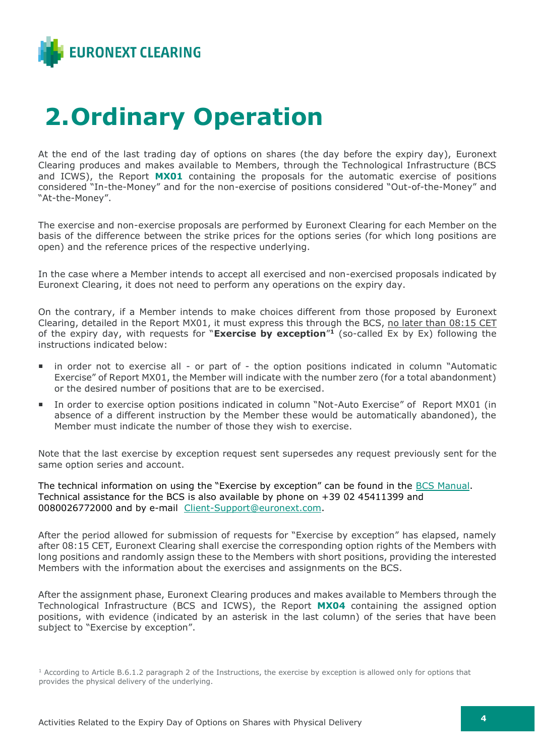# 2. Ordinary Operation

At the end of the last trading day of options on shares (the day before the expiry day), Euronext Clearing produces and makes available to Members, through the Technological Infrastructure (BCS and ICWS), the Report **MX01** containing the proposals for the automatic exercise of positions considered "In-the-Money" and for the non-exercise of positions considered "Out-of-the-Money" and "At-the-Money".

The exercise and non-exercise proposals are performed by Euronext Clearing for each Member on the basis of the difference between the strike prices for the options series (for which long positions are open) and the reference prices of the respective underlying.

In the case where a Member intends to accept all exercised and non-exercised proposals indicated by Euronext Clearing, it does not need to perform any operations on the expiry day.

On the contrary, if a Member intends to make choices different from those proposed by Euronext Clearing, detailed in the Report MX01, it must express this through the BCS, no later than 08:15 CET of the expiry day, with requests for "**Exercise by exception**"[1] (so-called Ex by Ex) following the instructions indicated below:

- in order not to exercise all - or part of - the option positions indicated in column "Automatic Exercise" of Report MX01, the Member will indicate with the number zero (for a total abandonment) or the desired number of positions that are to be exercised.
- In order to exercise option positions indicated in column "Not-Auto Exercise" of Report MX01 (in absence of a different instruction by the Member these would be automatically abandoned), the Member must indicate the number of those they wish to exercise.

Note that the last exercise by exception request sent supersedes any request previously sent for the same option series and account.

The technical information on using the "Exercise by exception" can be found in the BCS Manual. Technical assistance for the BCS is also available by phone on +39 02 45411399 and 0080026772000 and by e-mail Client-Support@euronext.com.

After the period allowed for submission of requests for "Exercise by exception" has elapsed, namely after 08:15 CET, Euronext Clearing shall exercise the corresponding option rights of the Members with long positions and randomly assign these to the Members with short positions, providing the interested Members with the information about the exercises and assignments on the BCS.

After the assignment phase, Euronext Clearing produces and makes available to Members through the Technological Infrastructure (BCS and ICWS), the Report **MX04** containing the assigned option positions, with evidence (indicated by an asterisk in the last column) of the series that have been subject to "Exercise by exception".

[1] According to Article B.6.1.2 paragraph 2 of the Instructions, the exercise by exception is allowed only for options that provides the physical delivery of the underlying.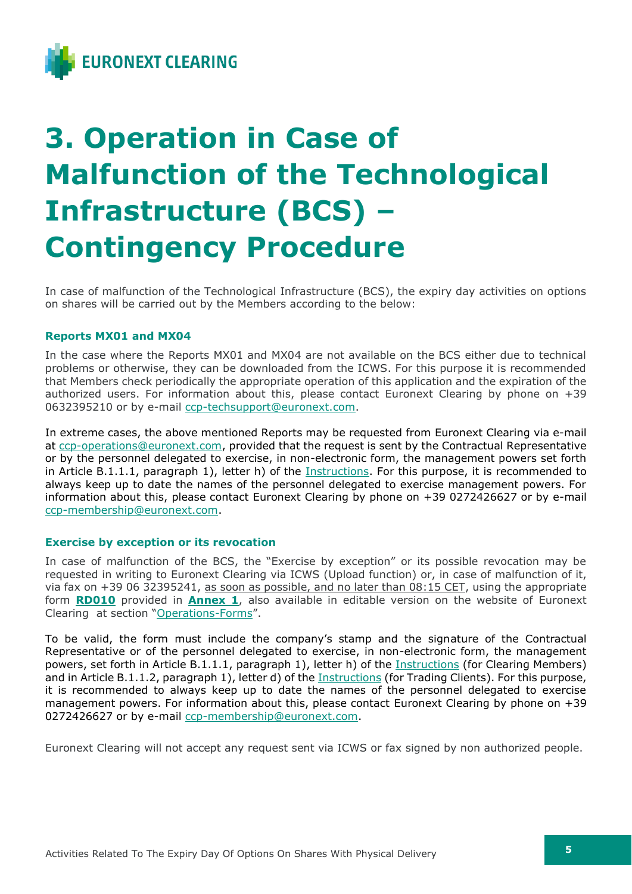# 3. Operation in Case of Malfunction of the Technological Infrastructure (BCS) – Contingency Procedure

In case of malfunction of the Technological Infrastructure (BCS), the expiry day activities on options on shares will be carried out by the Members according to the below:

### Reports MX01 and MX04

In the case where the Reports MX01 and MX04 are not available on the BCS either due to technical problems or otherwise, they can be downloaded from the ICWS. For this purpose it is recommended that Members check periodically the appropriate operation of this application and the expiration of the authorized users. For information about this, please contact Euronext Clearing by phone on +39 0632395210 or by e-mail ccp-techsupport@euronext.com.

In extreme cases, the above mentioned Reports may be requested from Euronext Clearing via e-mail at ccp-operations@euronext.com, provided that the request is sent by the Contractual Representative or by the personnel delegated to exercise, in non-electronic form, the management powers set forth in Article B.1.1.1, paragraph 1), letter h) of the Instructions. For this purpose, it is recommended to always keep up to date the names of the personnel delegated to exercise management powers. For information about this, please contact Euronext Clearing by phone on +39 0272426627 or by e-mail ccp-membership@euronext.com.

### Exercise by exception or its revocation

In case of malfunction of the BCS, the "Exercise by exception" or its possible revocation may be requested in writing to Euronext Clearing via ICWS (Upload function) or, in case of malfunction of it, via fax on +39 06 32395241, as soon as possible, and no later than 08:15 CET, using the appropriate form **RD010** provided in **Annex 1**, also available in editable version on the website of Euronext Clearing at section "Operations-Forms".

To be valid, the form must include the company's stamp and the signature of the Contractual Representative or of the personnel delegated to exercise, in non-electronic form, the management powers, set forth in Article B.1.1.1, paragraph 1), letter h) of the Instructions (for Clearing Members) and in Article B.1.1.2, paragraph 1), letter d) of the Instructions (for Trading Clients). For this purpose, it is recommended to always keep up to date the names of the personnel delegated to exercise management powers. For information about this, please contact Euronext Clearing by phone on +39 0272426627 or by e-mail ccp-membership@euronext.com.

Euronext Clearing will not accept any request sent via ICWS or fax signed by non authorized people.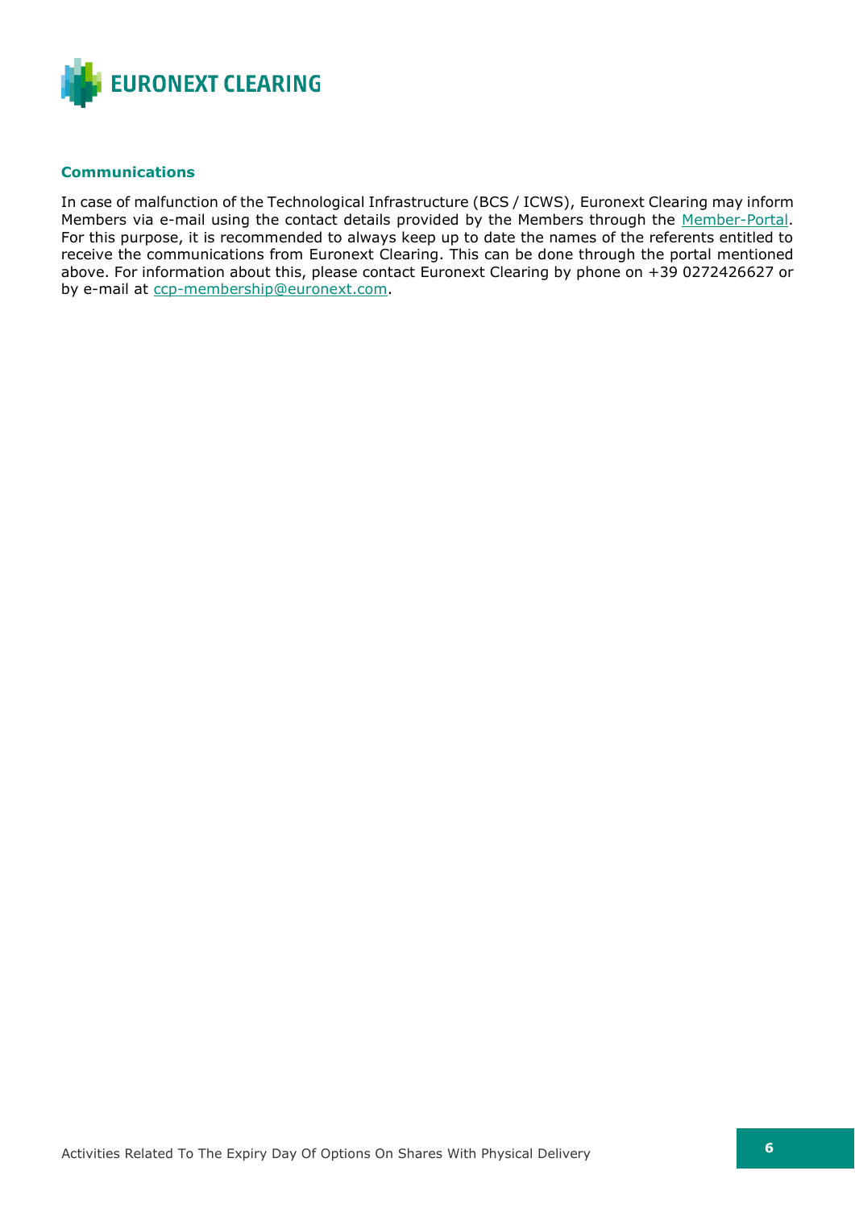### Communications

In case of malfunction of the Technological Infrastructure (BCS / ICWS), Euronext Clearing may inform Members via e-mail using the contact details provided by the Members through the [Member-Portal](). For this purpose, it is recommended to always keep up to date the names of the referents entitled to receive the communications from Euronext Clearing. This can be done through the portal mentioned above. For information about this, please contact Euronext Clearing by phone on +39 0272426627 or by e-mail at ccp-membership@euronext.com.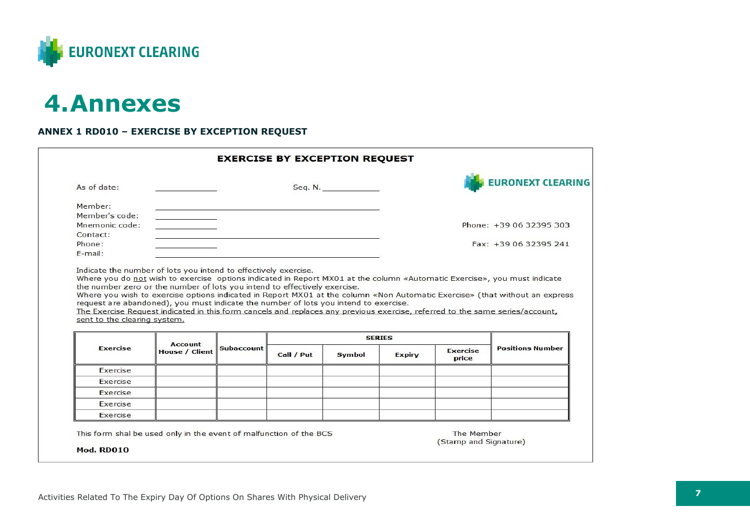# 4. Annexes

### ANNEX 1 RD010 – EXERCISE BY EXCEPTION REQUEST

**EXERCISE BY EXCEPTION REQUEST**

EURONEXT CLEARING

As of date: ____________ Seq. N. ____________

Member: ____________

Member's code: ____________

Mnemonic code: ____________

Contact: ____________

Phone: ____________

E-mail: ____________

Phone: +39 06 32395 303

Fax: +39 06 32395 241

Indicate the number of lots you intend to effectively exercise.

Where you do not wish to exercise options indicated in Report MX01 at the column «Automatic Exercise», you must indicate the number zero or the number of lots you intend to effectively exercise.

Where you wish to exercise options indicated in Report MX01 at the column «Non Automatic Exercise» (that without an express request are abandoned), you must indicate the number of lots you intend to exercise.

The Exercise Request indicated in this form cancels and replaces any previous exercise, referred to the same series/account, sent to the clearing system.

| Exercise | Account House / Client | Subaccount | SERIES | | | | Positions Number |
|---|---|---|---|---|---|---|---|
| | | | Call / Put | Symbol | Expiry | Exercise price | |
| Exercise | | | | | | | |
| Exercise | | | | | | | |
| Exercise | | | | | | | |
| Exercise | | | | | | | |
| Exercise | | | | | | | |

This form shal be used only in the event of malfunction of the BCS

The Member
(Stamp and Signature)

**Mod. RD010**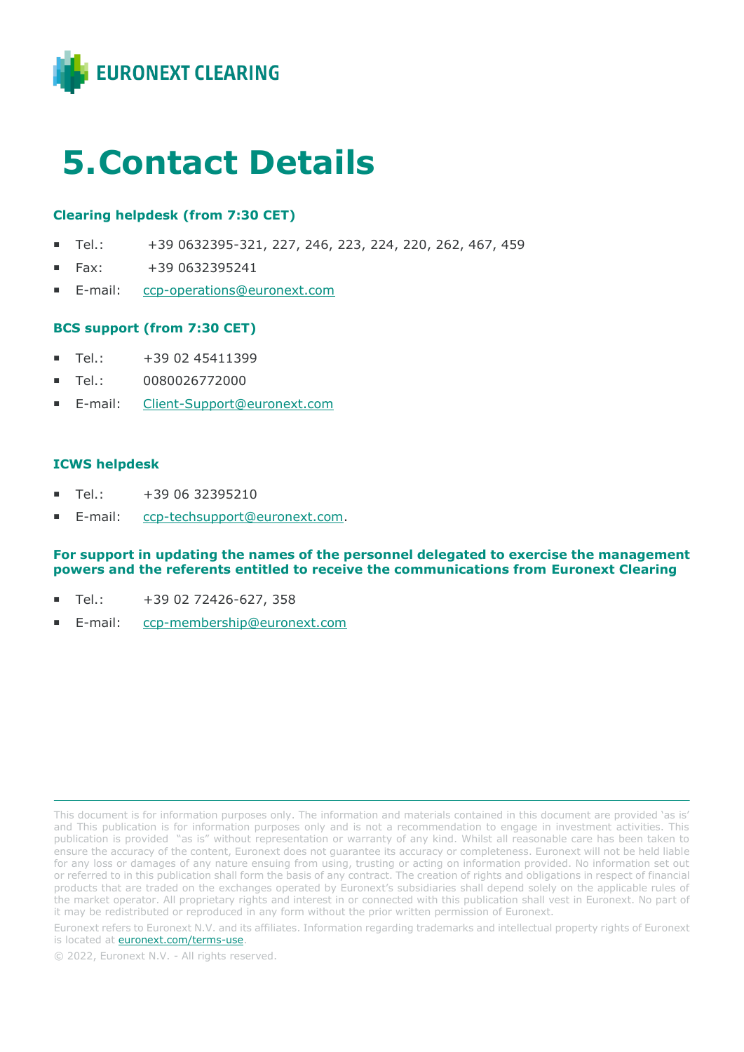# 5. Contact Details

**Clearing helpdesk (from 7:30 CET)**

- Tel.: +39 0632395-321, 227, 246, 223, 224, 220, 262, 467, 459
- Fax: +39 0632395241
- E-mail: ccp-operations@euronext.com

**BCS support (from 7:30 CET)**

- Tel.: +39 02 45411399
- Tel.: 0080026772000
- E-mail: Client-Support@euronext.com

**ICWS helpdesk**

- Tel.: +39 06 32395210
- E-mail: ccp-techsupport@euronext.com.

**For support in updating the names of the personnel delegated to exercise the management powers and the referents entitled to receive the communications from Euronext Clearing**

- Tel.: +39 02 72426-627, 358
- E-mail: ccp-membership@euronext.com

---

This document is for information purposes only. The information and materials contained in this document are provided 'as is' and This publication is for information purposes only and is not a recommendation to engage in investment activities. This publication is provided "as is" without representation or warranty of any kind. Whilst all reasonable care has been taken to ensure the accuracy of the content, Euronext does not guarantee its accuracy or completeness. Euronext will not be held liable for any loss or damages of any nature ensuing from using, trusting or acting on information provided. No information set out or referred to in this publication shall form the basis of any contract. The creation of rights and obligations in respect of financial products that are traded on the exchanges operated by Euronext's subsidiaries shall depend solely on the applicable rules of the market operator. All proprietary rights and interest in or connected with this publication shall vest in Euronext. No part of it may be redistributed or reproduced in any form without the prior written permission of Euronext.

Euronext refers to Euronext N.V. and its affiliates. Information regarding trademarks and intellectual property rights of Euronext is located at euronext.com/terms-use.

© 2022, Euronext N.V. - All rights reserved.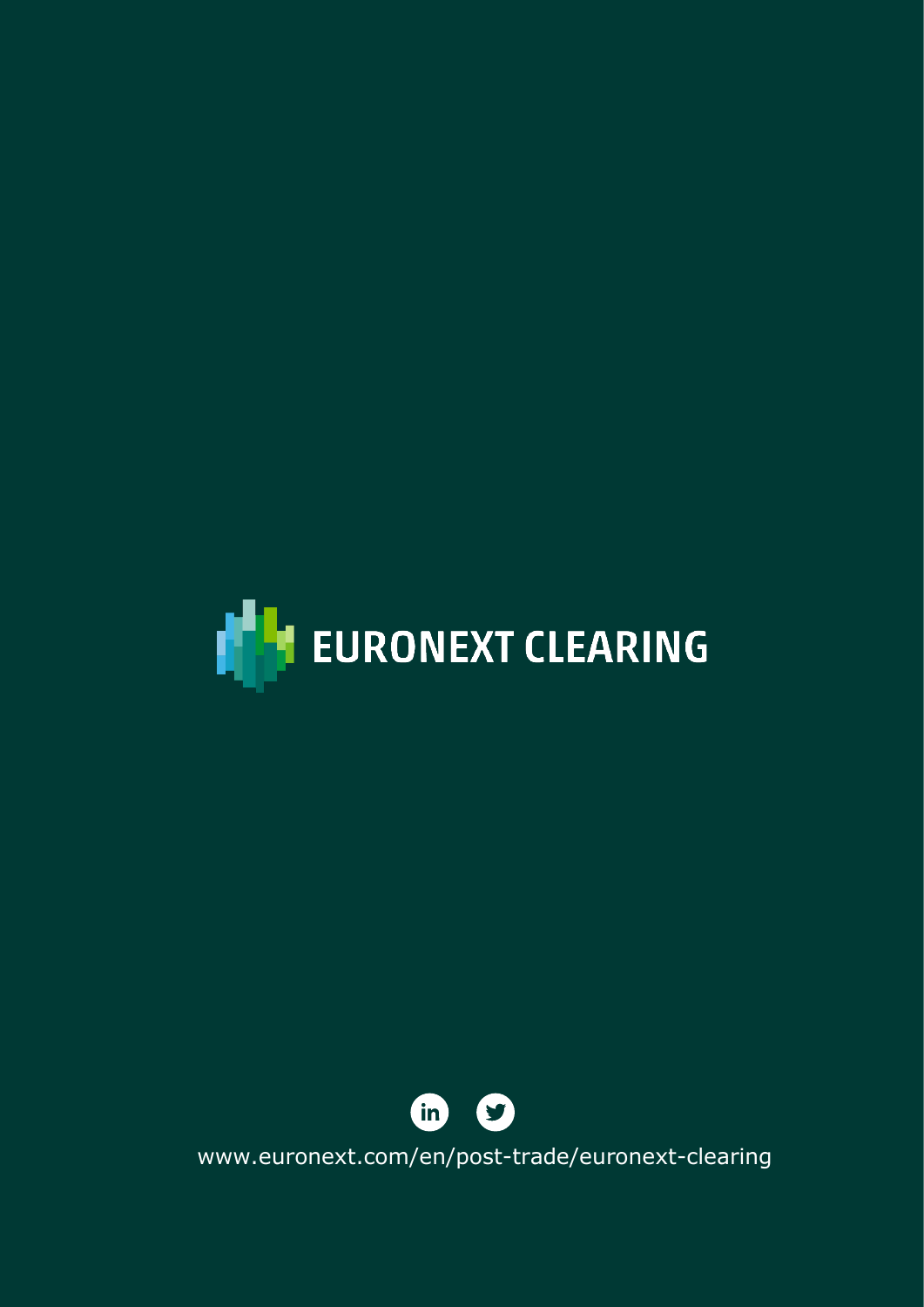EURONEXT CLEARING

www.euronext.com/en/post-trade/euronext-clearing